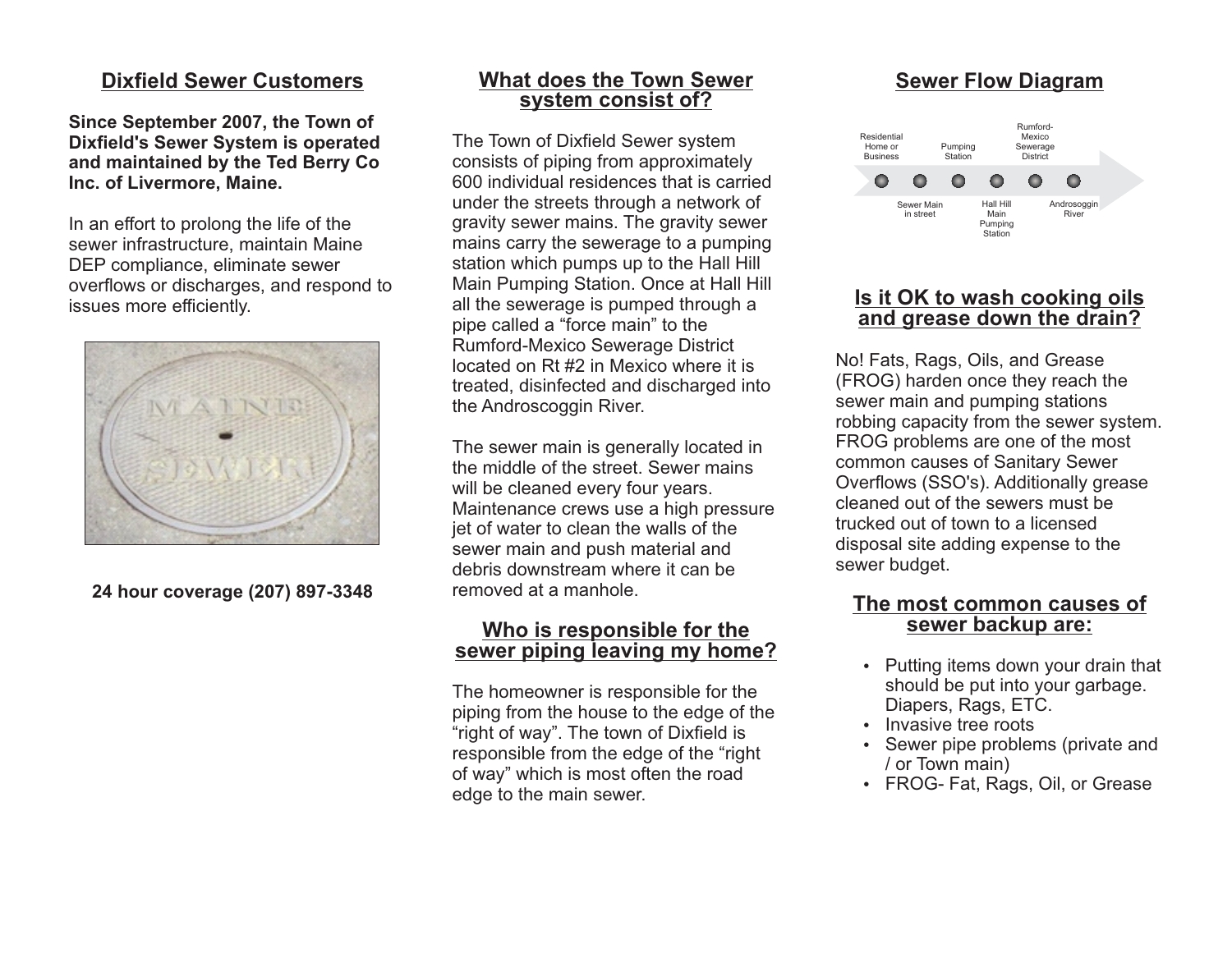## Dixfield Sewer Customers

**Since September 2007, the Town of Dixfield's Sewer System is operated and maintained by the Ted Berry Co Inc. of Livermore, Maine.**

In an effort to prolong the life of the sewer infrastructure, maintain Maine DEP compliance, eliminate sewer overflows or discharges, and respond to issues more efficiently.

**24 hour coverage (207) 897-3348**

## What does the Town Sewer system consist of?

The Town of Dixfield Sewer system consists of piping from approximately 600 individual residences that is carried under the streets through a network of gravity sewer mains. The gravity sewer mains carry the sewerage to a pumping station which pumps up to the Hall Hill Main Pumping Station. Once at Hall Hill all the sewerage is pumped through a pipe called a "force main" to the Rumford-Mexico Sewerage District located on Rt #2 in Mexico where it is treated, disinfected and discharged into the Androscoggin River.

The sewer main is generally located in the middle of the street. Sewer mains will be cleaned every four years. Maintenance crews use a high pressure jet of water to clean the walls of the sewer main and push material and debris downstream where it can be removed at a manhole.

## Who is responsible for the sewer piping leaving my home?

The homeowner is responsible for the piping from the house to the edge of the "right of way". The town of Dixfield is responsible from the edge of the "right of way" which is most often the road edge to the main sewer.

## Sewer Flow Diagram

Residential Home or Business → Sewer Main in street → Pumping Station → Hall Hill Main Pumping Station → Rumford-Mexico Sewerage District → Androsoggin River

## Is it OK to wash cooking oils and grease down the drain?

No! Fats, Rags, Oils, and Grease (FROG) harden once they reach the sewer main and pumping stations robbing capacity from the sewer system. FROG problems are one of the most common causes of Sanitary Sewer Overflows (SSO's). Additionally grease cleaned out of the sewers must be trucked out of town to a licensed disposal site adding expense to the sewer budget.

## The most common causes of sewer backup are:

- Putting items down your drain that should be put into your garbage. Diapers, Rags, ETC.
- Invasive tree roots
- Sewer pipe problems (private and / or Town main)
- FROG- Fat, Rags, Oil, or Grease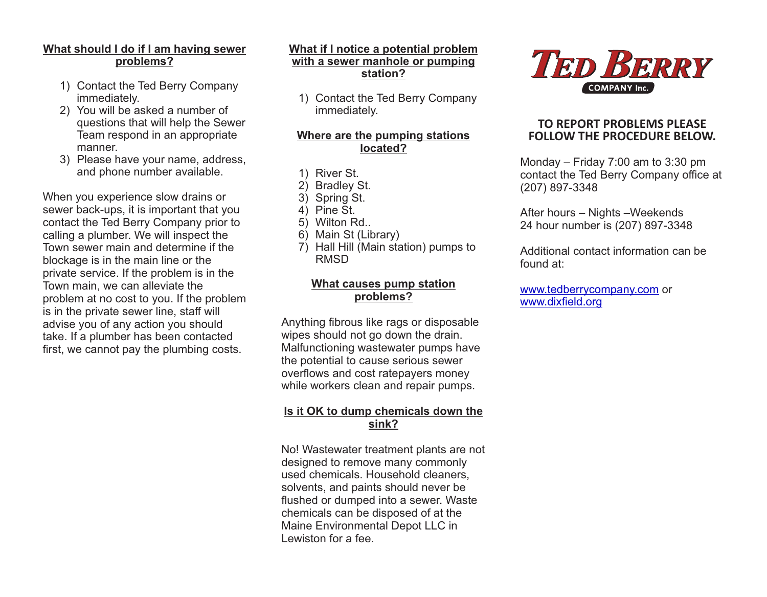## What should I do if I am having sewer problems?

1) Contact the Ted Berry Company immediately.
2) You will be asked a number of questions that will help the Sewer Team respond in an appropriate manner.
3) Please have your name, address, and phone number available.

When you experience slow drains or sewer back-ups, it is important that you contact the Ted Berry Company prior to calling a plumber. We will inspect the Town sewer main and determine if the blockage is in the main line or the private service. If the problem is in the Town main, we can alleviate the problem at no cost to you. If the problem is in the private sewer line, staff will advise you of any action you should take. If a plumber has been contacted first, we cannot pay the plumbing costs.

## What if I notice a potential problem with a sewer manhole or pumping station?

1) Contact the Ted Berry Company immediately.

## Where are the pumping stations located?

1) River St.
2) Bradley St.
3) Spring St.
4) Pine St.
5) Wilton Rd..
6) Main St (Library)
7) Hall Hill (Main station) pumps to RMSD

## What causes pump station problems?

Anything fibrous like rags or disposable wipes should not go down the drain. Malfunctioning wastewater pumps have the potential to cause serious sewer overflows and cost ratepayers money while workers clean and repair pumps.

## Is it OK to dump chemicals down the sink?

No! Wastewater treatment plants are not designed to remove many commonly used chemicals. Household cleaners, solvents, and paints should never be flushed or dumped into a sewer. Waste chemicals can be disposed of at the Maine Environmental Depot LLC in Lewiston for a fee.

**TED BERRY COMPANY Inc.**

## TO REPORT PROBLEMS PLEASE FOLLOW THE PROCEDURE BELOW.

Monday – Friday 7:00 am to 3:30 pm contact the Ted Berry Company office at (207) 897-3348

After hours – Nights –Weekends
24 hour number is (207) 897-3348

Additional contact information can be found at:

www.tedberrycompany.com or www.dixfield.org